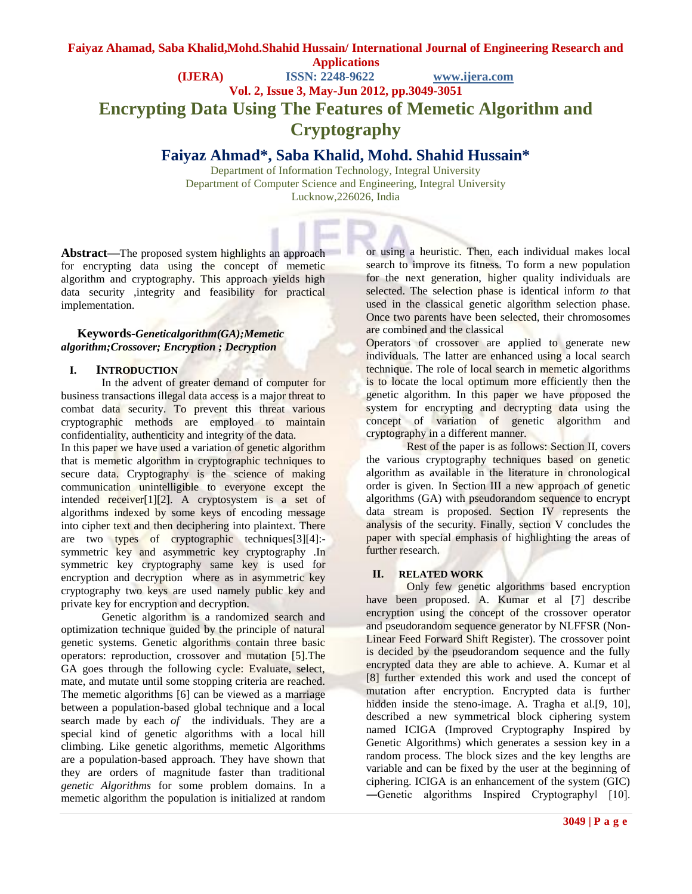# Encrypting Data Using The Features of Memetic Algorithm and Cryptography

## Faiyaz Ahmad*, Saba Khalid, Mohd. Shahid Hussain*

Department of Information Technology, Integral University
Department of Computer Science and Engineering, Integral University
Lucknow,226026, India

**Abstract—**The proposed system highlights an approach for encrypting data using the concept of memetic algorithm and cryptography. This approach yields high data security ,integrity and feasibility for practical implementation.

**Keywords-*Geneticalgorithm(GA);Memetic algorithm;Crossover; Encryption ; Decryption***

## I. INTRODUCTION

In the advent of greater demand of computer for business transactions illegal data access is a major threat to combat data security. To prevent this threat various cryptographic methods are employed to maintain confidentiality, authenticity and integrity of the data.

In this paper we have used a variation of genetic algorithm that is memetic algorithm in cryptographic techniques to secure data. Cryptography is the science of making communication unintelligible to everyone except the intended receiver[1][2]. A cryptosystem is a set of algorithms indexed by some keys of encoding message into cipher text and then deciphering into plaintext. There are two types of cryptographic techniques[3][4]:- symmetric key and asymmetric key cryptography .In symmetric key cryptography same key is used for encryption and decryption where as in asymmetric key cryptography two keys are used namely public key and private key for encryption and decryption.

Genetic algorithm is a randomized search and optimization technique guided by the principle of natural genetic systems. Genetic algorithms contain three basic operators: reproduction, crossover and mutation [5].The GA goes through the following cycle: Evaluate, select, mate, and mutate until some stopping criteria are reached. The memetic algorithms [6] can be viewed as a marriage between a population-based global technique and a local search made by each *of* the individuals. They are a special kind of genetic algorithms with a local hill climbing. Like genetic algorithms, memetic Algorithms are a population-based approach. They have shown that they are orders of magnitude faster than traditional *genetic Algorithms* for some problem domains. In a memetic algorithm the population is initialized at random or using a heuristic. Then, each individual makes local search to improve its fitness. To form a new population for the next generation, higher quality individuals are selected. The selection phase is identical inform *to* that used in the classical genetic algorithm selection phase. Once two parents have been selected, their chromosomes are combined and the classical

Operators of crossover are applied to generate new individuals. The latter are enhanced using a local search technique. The role of local search in memetic algorithms is to locate the local optimum more efficiently then the genetic algorithm. In this paper we have proposed the system for encrypting and decrypting data using the concept of variation of genetic algorithm and cryptography in a different manner.

Rest of the paper is as follows: Section II, covers the various cryptography techniques based on genetic algorithm as available in the literature in chronological order is given. In Section III a new approach of genetic algorithms (GA) with pseudorandom sequence to encrypt data stream is proposed. Section IV represents the analysis of the security. Finally, section V concludes the paper with special emphasis of highlighting the areas of further research.

## II. RELATED WORK

Only few genetic algorithms based encryption have been proposed. A. Kumar et al [7] describe encryption using the concept of the crossover operator and pseudorandom sequence generator by NLFFSR (Non-Linear Feed Forward Shift Register). The crossover point is decided by the pseudorandom sequence and the fully encrypted data they are able to achieve. A. Kumar et al [8] further extended this work and used the concept of mutation after encryption. Encrypted data is further hidden inside the steno-image. A. Tragha et al.[9, 10], described a new symmetrical block ciphering system named ICIGA (Improved Cryptography Inspired by Genetic Algorithms) which generates a session key in a random process. The block sizes and the key lengths are variable and can be fixed by the user at the beginning of ciphering. ICIGA is an enhancement of the system (GIC) ―Genetic algorithms Inspired Cryptography‖ [10].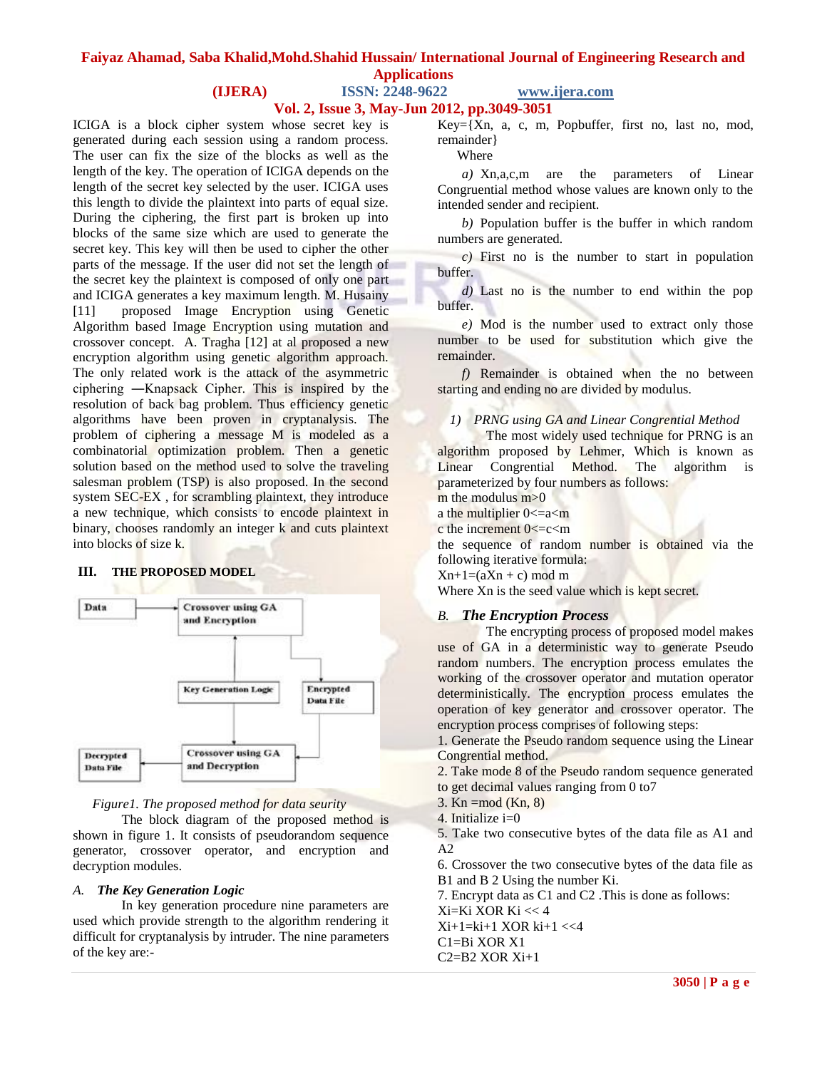ICIGA is a block cipher system whose secret key is generated during each session using a random process. The user can fix the size of the blocks as well as the length of the key. The operation of ICIGA depends on the length of the secret key selected by the user. ICIGA uses this length to divide the plaintext into parts of equal size. During the ciphering, the first part is broken up into blocks of the same size which are used to generate the secret key. This key will then be used to cipher the other parts of the message. If the user did not set the length of the secret key the plaintext is composed of only one part and ICIGA generates a key maximum length. M. Husainy [11] proposed Image Encryption using Genetic Algorithm based Image Encryption using mutation and crossover concept. A. Tragha [12] at al proposed a new encryption algorithm using genetic algorithm approach. The only related work is the attack of the asymmetric ciphering ―Knapsack Cipher. This is inspired by the resolution of back bag problem. Thus efficiency genetic algorithms have been proven in cryptanalysis. The problem of ciphering a message M is modeled as a combinatorial optimization problem. Then a genetic solution based on the method used to solve the traveling salesman problem (TSP) is also proposed. In the second system SEC-EX , for scrambling plaintext, they introduce a new technique, which consists to encode plaintext in binary, chooses randomly an integer k and cuts plaintext into blocks of size k.

## III. THE PROPOSED MODEL

*Figure1. The proposed method for data seurity*

The block diagram of the proposed method is shown in figure 1. It consists of pseudorandom sequence generator, crossover operator, and encryption and decryption modules.

### *A. The Key Generation Logic*

In key generation procedure nine parameters are used which provide strength to the algorithm rendering it difficult for cryptanalysis by intruder. The nine parameters of the key are:-

Key={Xn, a, c, m, Popbuffer, first no, last no, mod, remainder}

Where

*a)* Xn,a,c,m are the parameters of Linear Congruential method whose values are known only to the intended sender and recipient.

*b)* Population buffer is the buffer in which random numbers are generated.

*c)* First no is the number to start in population buffer.

*d)* Last no is the number to end within the pop buffer.

*e)* Mod is the number used to extract only those number to be used for substitution which give the remainder.

*f)* Remainder is obtained when the no between starting and ending no are divided by modulus.

*1) PRNG using GA and Linear Congrential Method*

The most widely used technique for PRNG is an algorithm proposed by Lehmer, Which is known as Linear Congrential Method. The algorithm is parameterized by four numbers as follows:

m the modulus $m>0$

a the multiplier $0<=a<m$

c the increment $0<=c<m$

the sequence of random number is obtained via the following iterative formula:

$X_{n+1}=(aX_n + c) \bmod m$

Where $X_n$ is the seed value which is kept secret.

### *B. The Encryption Process*

The encrypting process of proposed model makes use of GA in a deterministic way to generate Pseudo random numbers. The encryption process emulates the working of the crossover operator and mutation operator deterministically. The encryption process emulates the operation of key generator and crossover operator. The encryption process comprises of following steps:

1. Generate the Pseudo random sequence using the Linear Congrential method.
2. Take mode 8 of the Pseudo random sequence generated to get decimal values ranging from 0 to7
3. Kn =mod (Kn, 8)
4. Initialize i=0
5. Take two consecutive bytes of the data file as A1 and A2
6. Crossover the two consecutive bytes of the data file as B1 and B 2 Using the number Ki.
7. Encrypt data as C1 and C2 .This is done as follows:

$X_i=K_i \text{ XOR } K_i << 4$

$X_{i+1}=k_{i+1} \text{ XOR } k_{i+1} <<4$

$C_1=B_i \text{ XOR } X_1$

$C_2=B_2 \text{ XOR } X_{i+1}$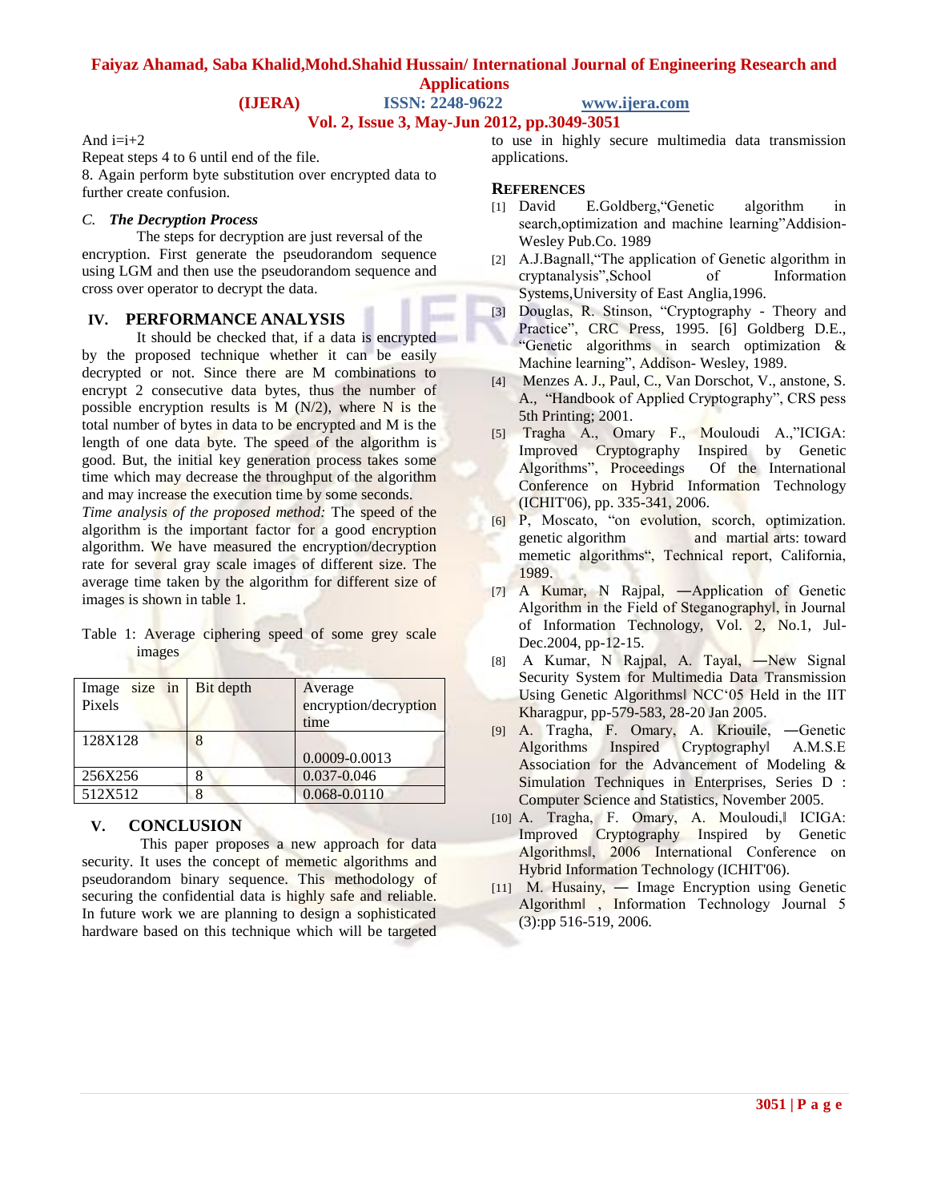And i=i+2

Repeat steps 4 to 6 until end of the file.

8. Again perform byte substitution over encrypted data to further create confusion.

### *C. The Decryption Process*

The steps for decryption are just reversal of the encryption. First generate the pseudorandom sequence using LGM and then use the pseudorandom sequence and cross over operator to decrypt the data.

## IV. PERFORMANCE ANALYSIS

It should be checked that, if a data is encrypted by the proposed technique whether it can be easily decrypted or not. Since there are M combinations to encrypt 2 consecutive data bytes, thus the number of possible encryption results is M (N/2), where N is the total number of bytes in data to be encrypted and M is the length of one data byte. The speed of the algorithm is good. But, the initial key generation process takes some time which may decrease the throughput of the algorithm and may increase the execution time by some seconds.

*Time analysis of the proposed method:* The speed of the algorithm is the important factor for a good encryption algorithm. We have measured the encryption/decryption rate for several gray scale images of different size. The average time taken by the algorithm for different size of images is shown in table 1.

Table 1: Average ciphering speed of some grey scale images

| Image size in Pixels | Bit depth | Average encryption/decryption time |
|---|---|---|
| 128X128 | 8 | 0.0009-0.0013 |
| 256X256 | 8 | 0.037-0.046 |
| 512X512 | 8 | 0.068-0.0110 |

## V. CONCLUSION

This paper proposes a new approach for data security. It uses the concept of memetic algorithms and pseudorandom binary sequence. This methodology of securing the confidential data is highly safe and reliable. In future work we are planning to design a sophisticated hardware based on this technique which will be targeted to use in highly secure multimedia data transmission applications.

## REFERENCES

[1] David E.Goldberg,"Genetic algorithm in search,optimization and machine learning"Addision-Wesley Pub.Co. 1989

[2] A.J.Bagnall,"The application of Genetic algorithm in cryptanalysis",School of Information Systems,University of East Anglia,1996.

[3] Douglas, R. Stinson, "Cryptography - Theory and Practice", CRC Press, 1995. [6] Goldberg D.E., "Genetic algorithms in search optimization & Machine learning", Addison- Wesley, 1989.

[4] Menzes A. J., Paul, C., Van Dorschot, V., anstone, S. A., "Handbook of Applied Cryptography", CRS pess 5th Printing; 2001.

[5] Tragha A., Omary F., Mouloudi A.,"ICIGA: Improved Cryptography Inspired by Genetic Algorithms", Proceedings Of the International Conference on Hybrid Information Technology (ICHIT'06), pp. 335-341, 2006.

[6] P, Moscato, "on evolution, scorch, optimization. genetic algorithm and martial arts: toward memetic algorithms", Technical report, California, 1989.

[7] A Kumar, N Rajpal, ―Application of Genetic Algorithm in the Field of Steganography‖, in Journal of Information Technology, Vol. 2, No.1, Jul-Dec.2004, pp-12-15.

[8] A Kumar, N Rajpal, A. Tayal, ―New Signal Security System for Multimedia Data Transmission Using Genetic Algorithms‖ NCC'05 Held in the IIT Kharagpur, pp-579-583, 28-20 Jan 2005.

[9] A. Tragha, F. Omary, A. Kriouile, ―Genetic Algorithms Inspired Cryptography‖ A.M.S.E Association for the Advancement of Modeling & Simulation Techniques in Enterprises, Series D : Computer Science and Statistics, November 2005.

[10] A. Tragha, F. Omary, A. Mouloudi,‖ ICIGA: Improved Cryptography Inspired by Genetic Algorithms‖, 2006 International Conference on Hybrid Information Technology (ICHIT'06).

[11] M. Husainy, ― Image Encryption using Genetic Algorithm‖ , Information Technology Journal 5 (3):pp 516-519, 2006.